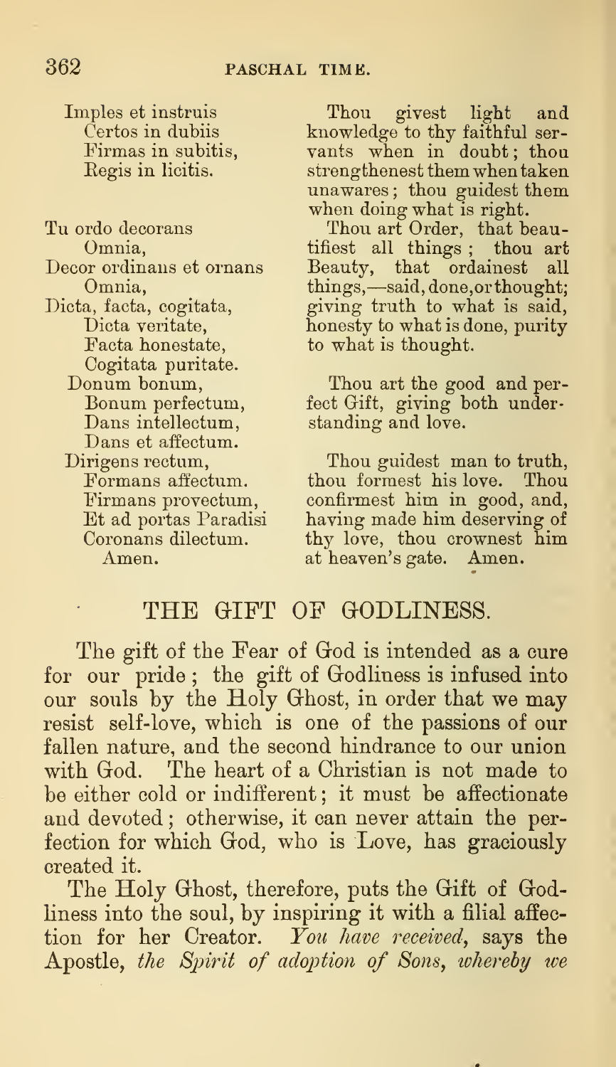Imples et instruis
Certos in dubiis
Firmas in subitis,
Regis in licitis.

Thou givest light and knowledge to thy faithful servants when in doubt; thou strengthenest them when taken unawares; thou guidest them when doing what is right.

Tu ordo decorans
Omnia,
Decor ordinans et ornans
Omnia,
Dicta, facta, cogitata,
Dicta veritate,
Facta honestate,
Cogitata puritate.

Thou art Order, that beautifiest all things; thou art Beauty, that ordainest all things,—said, done, or thought; giving truth to what is said, honesty to what is done, purity to what is thought.

Donum bonum,
Bonum perfectum,
Dans intellectum,
Dans et affectum.

Thou art the good and perfect Gift, giving both understanding and love.

Dirigens rectum,
Formans affectum.
Firmans provectum,
Et ad portas Paradisi
Coronans dilectum.
Amen.

Thou guidest man to truth, thou formest his love. Thou confirmest him in good, and, having made him deserving of thy love, thou crownest him at heaven's gate. Amen.

## THE GIFT OF GODLINESS.

The gift of the Fear of God is intended as a cure for our pride; the gift of Godliness is infused into our souls by the Holy Ghost, in order that we may resist self-love, which is one of the passions of our fallen nature, and the second hindrance to our union with God. The heart of a Christian is not made to be either cold or indifferent; it must be affectionate and devoted; otherwise, it can never attain the perfection for which God, who is Love, has graciously created it.

The Holy Ghost, therefore, puts the Gift of Godliness into the soul, by inspiring it with a filial affection for her Creator. *You have received*, says the Apostle, *the Spirit of adoption of Sons, whereby we*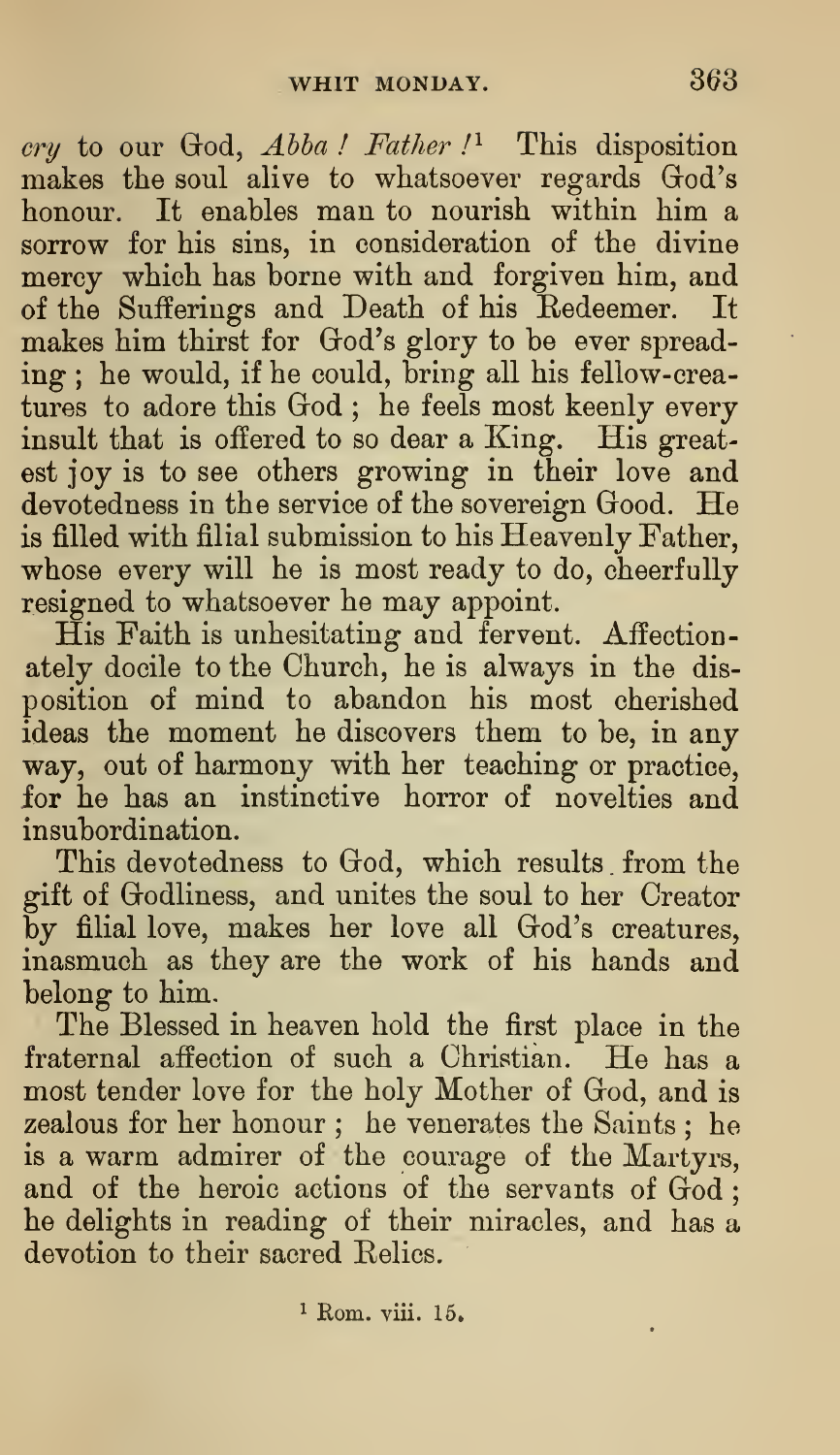*cry* to our God, *Abba ! Father !*[1] This disposition makes the soul alive to whatsoever regards God's honour. It enables man to nourish within him a sorrow for his sins, in consideration of the divine mercy which has borne with and forgiven him, and of the Sufferings and Death of his Redeemer. It makes him thirst for God's glory to be ever spreading ; he would, if he could, bring all his fellow-creatures to adore this God ; he feels most keenly every insult that is offered to so dear a King. His greatest joy is to see others growing in their love and devotedness in the service of the sovereign Good. He is filled with filial submission to his Heavenly Father, whose every will he is most ready to do, cheerfully resigned to whatsoever he may appoint.

His Faith is unhesitating and fervent. Affectionately docile to the Church, he is always in the disposition of mind to abandon his most cherished ideas the moment he discovers them to be, in any way, out of harmony with her teaching or practice, for he has an instinctive horror of novelties and insubordination.

This devotedness to God, which results from the gift of Godliness, and unites the soul to her Creator by filial love, makes her love all God's creatures, inasmuch as they are the work of his hands and belong to him.

The Blessed in heaven hold the first place in the fraternal affection of such a Christian. He has a most tender love for the holy Mother of God, and is zealous for her honour ; he venerates the Saints ; he is a warm admirer of the courage of the Martyrs, and of the heroic actions of the servants of God ; he delights in reading of their miracles, and has a devotion to their sacred Relics.

[1] Rom. viii. 15.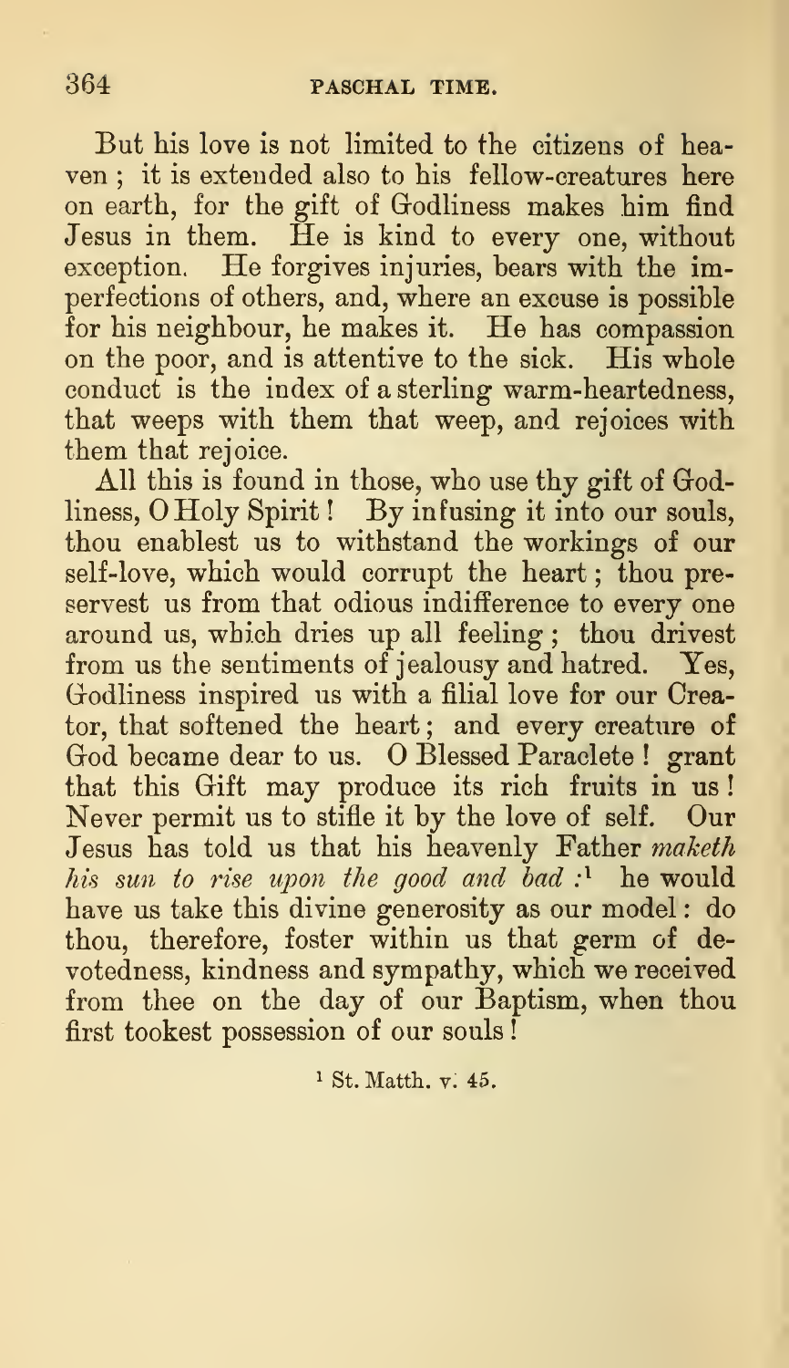But his love is not limited to the citizens of heaven; it is extended also to his fellow-creatures here on earth, for the gift of Godliness makes him find Jesus in them. He is kind to every one, without exception. He forgives injuries, bears with the imperfections of others, and, where an excuse is possible for his neighbour, he makes it. He has compassion on the poor, and is attentive to the sick. His whole conduct is the index of a sterling warm-heartedness, that weeps with them that weep, and rejoices with them that rejoice.

All this is found in those, who use thy gift of Godliness, O Holy Spirit! By infusing it into our souls, thou enablest us to withstand the workings of our self-love, which would corrupt the heart; thou preservest us from that odious indifference to every one around us, which dries up all feeling; thou drivest from us the sentiments of jealousy and hatred. Yes, Godliness inspired us with a filial love for our Creator, that softened the heart; and every creature of God became dear to us. O Blessed Paraclete! grant that this Gift may produce its rich fruits in us! Never permit us to stifle it by the love of self. Our Jesus has told us that his heavenly Father *maketh his sun to rise upon the good and bad*:[1] he would have us take this divine generosity as our model: do thou, therefore, foster within us that germ of devotedness, kindness and sympathy, which we received from thee on the day of our Baptism, when thou first tookest possession of our souls!

[1] St. Matth. v. 45.